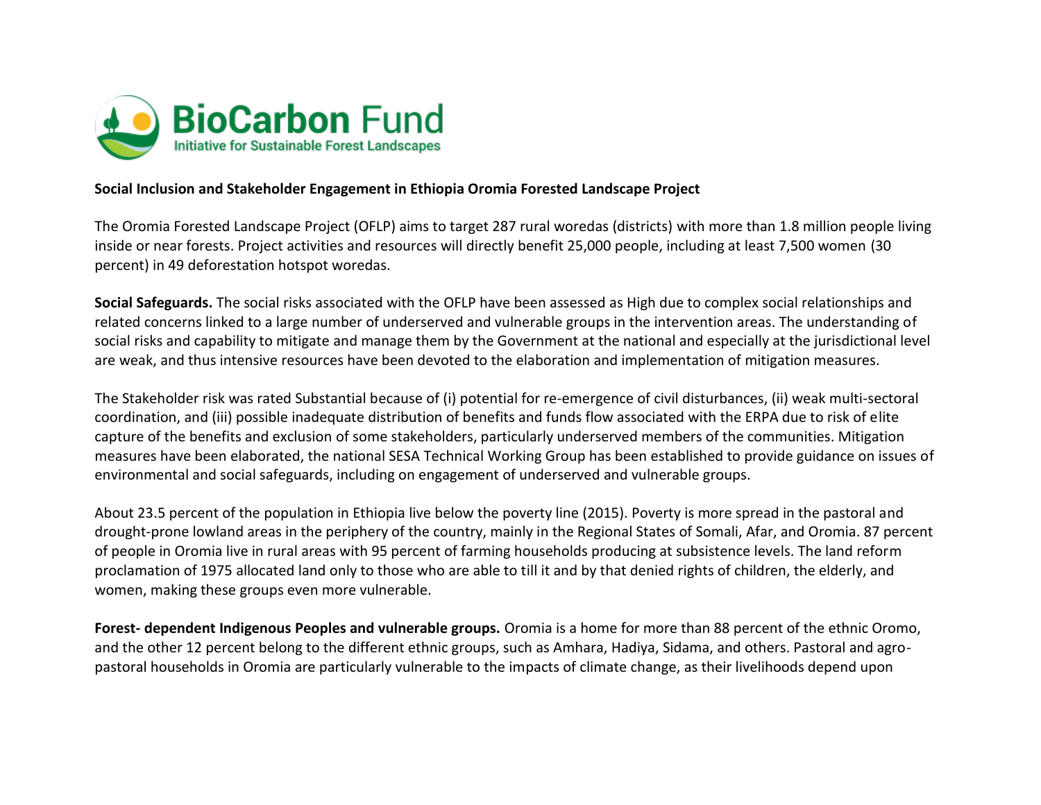BioCarbon Fund

Initiative for Sustainable Forest Landscapes

**Social Inclusion and Stakeholder Engagement in Ethiopia Oromia Forested Landscape Project**

The Oromia Forested Landscape Project (OFLP) aims to target 287 rural woredas (districts) with more than 1.8 million people living inside or near forests. Project activities and resources will directly benefit 25,000 people, including at least 7,500 women (30 percent) in 49 deforestation hotspot woredas.

**Social Safeguards.** The social risks associated with the OFLP have been assessed as High due to complex social relationships and related concerns linked to a large number of underserved and vulnerable groups in the intervention areas. The understanding of social risks and capability to mitigate and manage them by the Government at the national and especially at the jurisdictional level are weak, and thus intensive resources have been devoted to the elaboration and implementation of mitigation measures.

The Stakeholder risk was rated Substantial because of (i) potential for re-emergence of civil disturbances, (ii) weak multi-sectoral coordination, and (iii) possible inadequate distribution of benefits and funds flow associated with the ERPA due to risk of elite capture of the benefits and exclusion of some stakeholders, particularly underserved members of the communities. Mitigation measures have been elaborated, the national SESA Technical Working Group has been established to provide guidance on issues of environmental and social safeguards, including on engagement of underserved and vulnerable groups.

About 23.5 percent of the population in Ethiopia live below the poverty line (2015). Poverty is more spread in the pastoral and drought-prone lowland areas in the periphery of the country, mainly in the Regional States of Somali, Afar, and Oromia. 87 percent of people in Oromia live in rural areas with 95 percent of farming households producing at subsistence levels. The land reform proclamation of 1975 allocated land only to those who are able to till it and by that denied rights of children, the elderly, and women, making these groups even more vulnerable.

**Forest- dependent Indigenous Peoples and vulnerable groups.** Oromia is a home for more than 88 percent of the ethnic Oromo, and the other 12 percent belong to the different ethnic groups, such as Amhara, Hadiya, Sidama, and others. Pastoral and agro-pastoral households in Oromia are particularly vulnerable to the impacts of climate change, as their livelihoods depend upon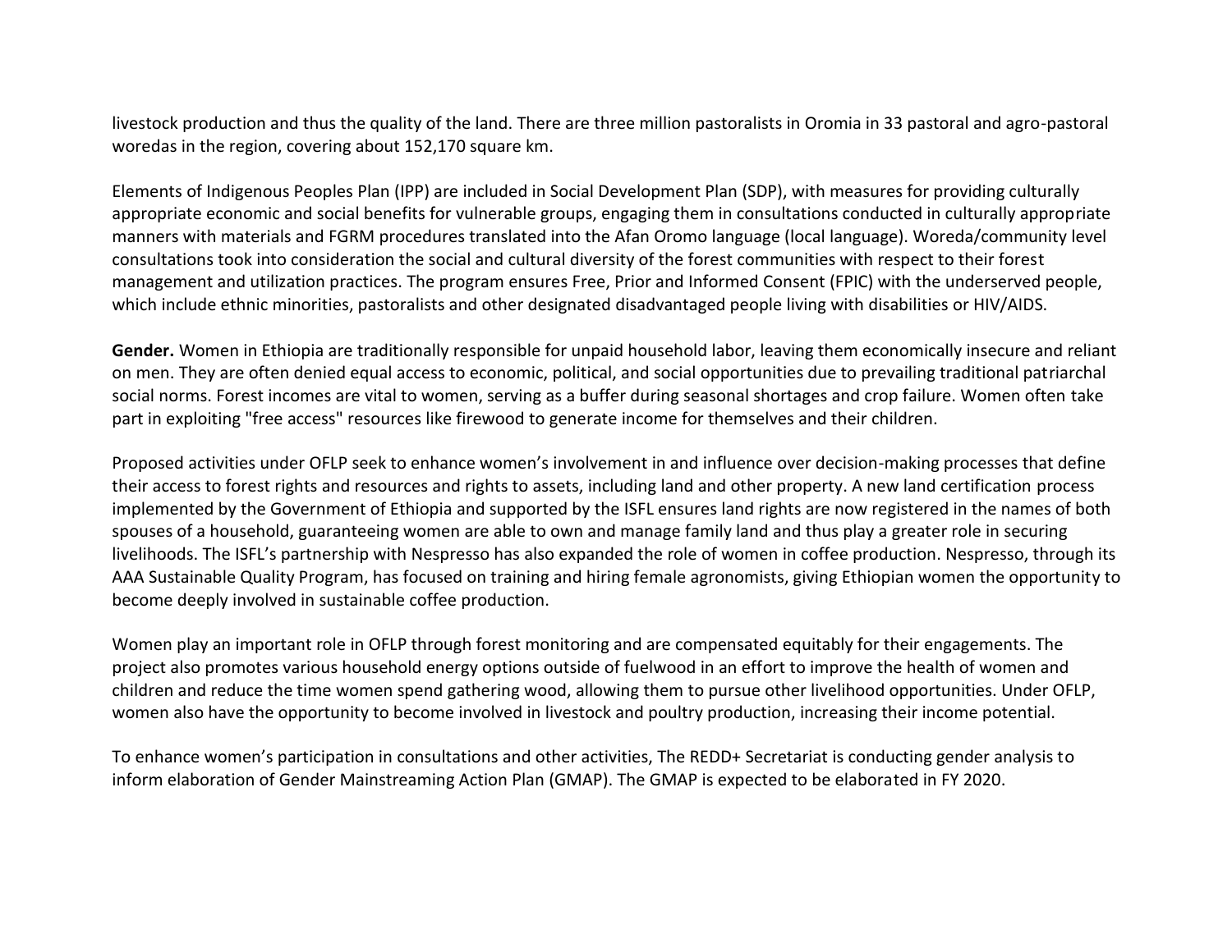livestock production and thus the quality of the land. There are three million pastoralists in Oromia in 33 pastoral and agro-pastoral woredas in the region, covering about 152,170 square km.

Elements of Indigenous Peoples Plan (IPP) are included in Social Development Plan (SDP), with measures for providing culturally appropriate economic and social benefits for vulnerable groups, engaging them in consultations conducted in culturally appropriate manners with materials and FGRM procedures translated into the Afan Oromo language (local language). Woreda/community level consultations took into consideration the social and cultural diversity of the forest communities with respect to their forest management and utilization practices. The program ensures Free, Prior and Informed Consent (FPIC) with the underserved people, which include ethnic minorities, pastoralists and other designated disadvantaged people living with disabilities or HIV/AIDS.

**Gender.** Women in Ethiopia are traditionally responsible for unpaid household labor, leaving them economically insecure and reliant on men. They are often denied equal access to economic, political, and social opportunities due to prevailing traditional patriarchal social norms. Forest incomes are vital to women, serving as a buffer during seasonal shortages and crop failure. Women often take part in exploiting "free access" resources like firewood to generate income for themselves and their children.

Proposed activities under OFLP seek to enhance women's involvement in and influence over decision-making processes that define their access to forest rights and resources and rights to assets, including land and other property. A new land certification process implemented by the Government of Ethiopia and supported by the ISFL ensures land rights are now registered in the names of both spouses of a household, guaranteeing women are able to own and manage family land and thus play a greater role in securing livelihoods. The ISFL's partnership with Nespresso has also expanded the role of women in coffee production. Nespresso, through its AAA Sustainable Quality Program, has focused on training and hiring female agronomists, giving Ethiopian women the opportunity to become deeply involved in sustainable coffee production.

Women play an important role in OFLP through forest monitoring and are compensated equitably for their engagements. The project also promotes various household energy options outside of fuelwood in an effort to improve the health of women and children and reduce the time women spend gathering wood, allowing them to pursue other livelihood opportunities. Under OFLP, women also have the opportunity to become involved in livestock and poultry production, increasing their income potential.

To enhance women's participation in consultations and other activities, The REDD+ Secretariat is conducting gender analysis to inform elaboration of Gender Mainstreaming Action Plan (GMAP). The GMAP is expected to be elaborated in FY 2020.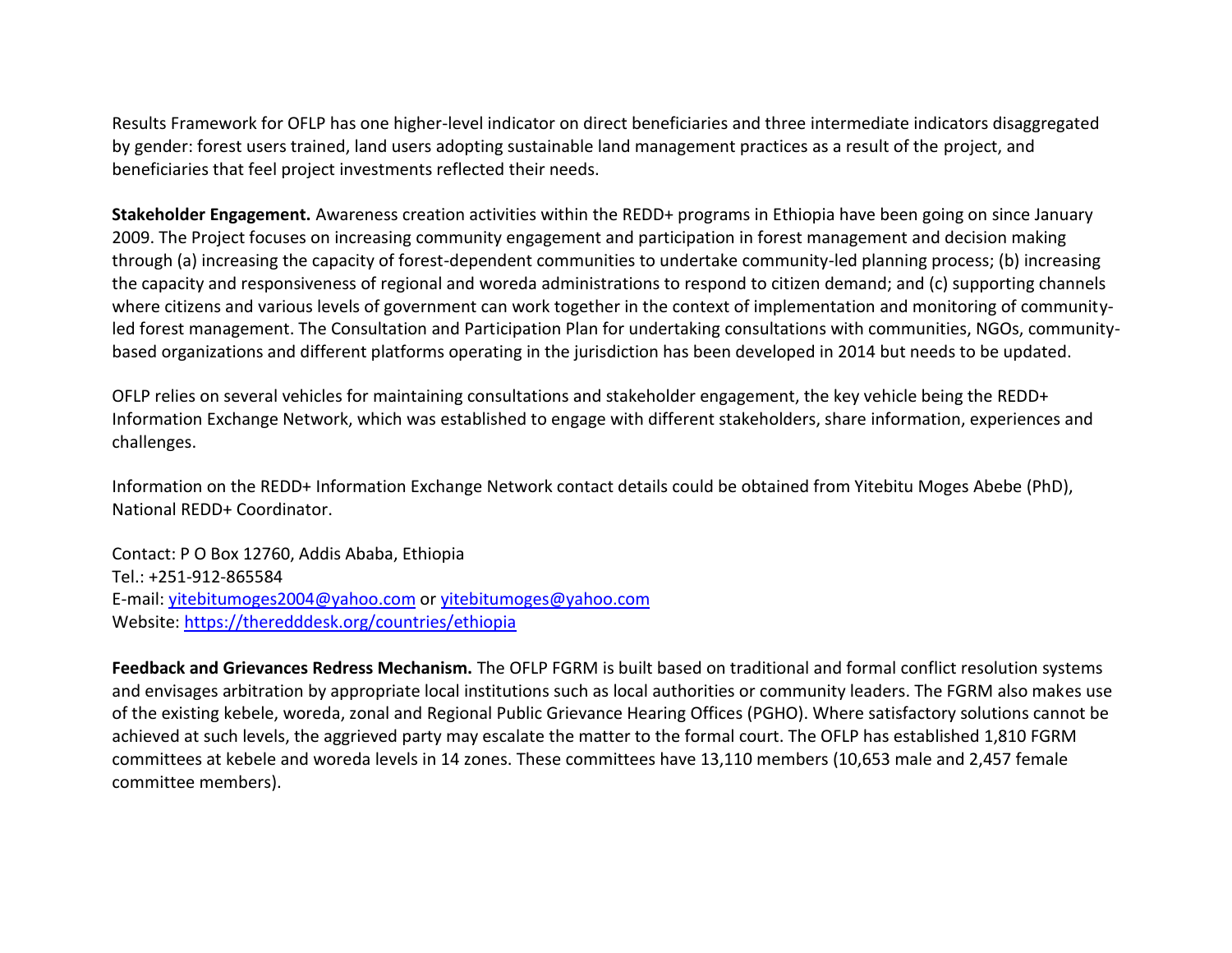Results Framework for OFLP has one higher-level indicator on direct beneficiaries and three intermediate indicators disaggregated by gender: forest users trained, land users adopting sustainable land management practices as a result of the project, and beneficiaries that feel project investments reflected their needs.

**Stakeholder Engagement.** Awareness creation activities within the REDD+ programs in Ethiopia have been going on since January 2009. The Project focuses on increasing community engagement and participation in forest management and decision making through (a) increasing the capacity of forest-dependent communities to undertake community-led planning process; (b) increasing the capacity and responsiveness of regional and woreda administrations to respond to citizen demand; and (c) supporting channels where citizens and various levels of government can work together in the context of implementation and monitoring of community-led forest management. The Consultation and Participation Plan for undertaking consultations with communities, NGOs, community-based organizations and different platforms operating in the jurisdiction has been developed in 2014 but needs to be updated.

OFLP relies on several vehicles for maintaining consultations and stakeholder engagement, the key vehicle being the REDD+ Information Exchange Network, which was established to engage with different stakeholders, share information, experiences and challenges.

Information on the REDD+ Information Exchange Network contact details could be obtained from Yitebitu Moges Abebe (PhD), National REDD+ Coordinator.

Contact: P O Box 12760, Addis Ababa, Ethiopia
Tel.: +251-912-865584
E-mail: yitebitumoges2004@yahoo.com or yitebitumoges@yahoo.com
Website: https://theredddesk.org/countries/ethiopia

**Feedback and Grievances Redress Mechanism.** The OFLP FGRM is built based on traditional and formal conflict resolution systems and envisages arbitration by appropriate local institutions such as local authorities or community leaders. The FGRM also makes use of the existing kebele, woreda, zonal and Regional Public Grievance Hearing Offices (PGHO). Where satisfactory solutions cannot be achieved at such levels, the aggrieved party may escalate the matter to the formal court. The OFLP has established 1,810 FGRM committees at kebele and woreda levels in 14 zones. These committees have 13,110 members (10,653 male and 2,457 female committee members).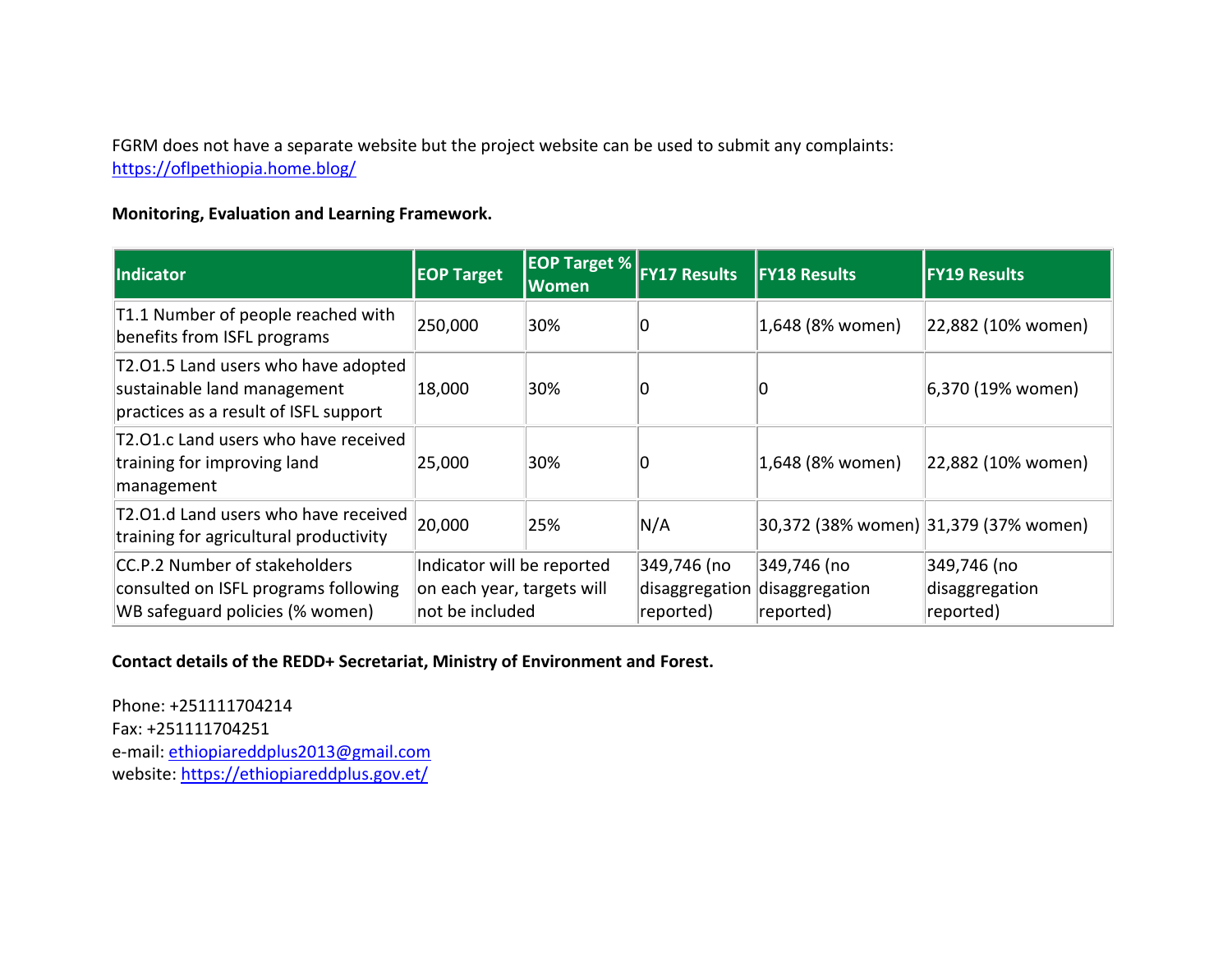FGRM does not have a separate website but the project website can be used to submit any complaints: https://oflpethiopia.home.blog/

**Monitoring, Evaluation and Learning Framework.**

| Indicator | EOP Target | EOP Target % Women | FY17 Results | FY18 Results | FY19 Results |
|---|---|---|---|---|---|
| T1.1 Number of people reached with benefits from ISFL programs | 250,000 | 30% | 0 | 1,648 (8% women) | 22,882 (10% women) |
| T2.O1.5 Land users who have adopted sustainable land management practices as a result of ISFL support | 18,000 | 30% | 0 | 0 | 6,370 (19% women) |
| T2.O1.c Land users who have received training for improving land management | 25,000 | 30% | 0 | 1,648 (8% women) | 22,882 (10% women) |
| T2.O1.d Land users who have received training for agricultural productivity | 20,000 | 25% | N/A | 30,372 (38% women) | 31,379 (37% women) |
| CC.P.2 Number of stakeholders consulted on ISFL programs following WB safeguard policies (% women) | Indicator will be reported on each year, targets will not be included | | 349,746 (no disaggregation reported) | 349,746 (no disaggregation reported) | 349,746 (no disaggregation reported) |

**Contact details of the REDD+ Secretariat, Ministry of Environment and Forest.**

Phone: +251111704214
Fax: +251111704251
e-mail: ethiopiareddplus2013@gmail.com
website: https://ethiopiareddplus.gov.et/